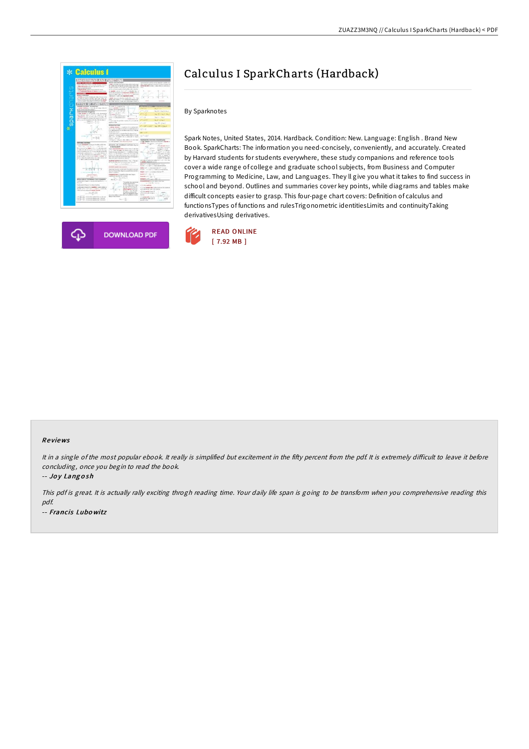# Calculus I SparkCharts (Hardback)

By Sparknotes

Spark Notes, United States, 2014. Hardback. Condition: New. Language: English . Brand New Book. SparkCharts: The information you need-concisely, conveniently, and accurately. Created by Harvard students for students everywhere, these study companions and reference tools cover a wide range of college and graduate school subjects, from Business and Computer Programming to Medicine, Law, and Languages. They ll give you what it takes to find success in school and beyond. Outlines and summaries cover key points, while diagrams and tables make difficult concepts easier to grasp. This four-page chart covers: Definition of calculus and functionsTypes of functions and rulesTrigonometric identitiesLimits and continuityTaking derivativesUsing derivatives.

DOWNLOAD PDF

READ ONLINE
[ 7.92 MB ]

## Reviews

*It in a single of the most popular ebook. It really is simplified but excitement in the fifty percent from the pdf. It is extremely difficult to leave it before concluding, once you begin to read the book.*

*-- Joy Langosh*

*This pdf is great. It is actually rally exciting throgh reading time. Your daily life span is going to be transform when you comprehensive reading this pdf.*

*-- Francis Lubowitz*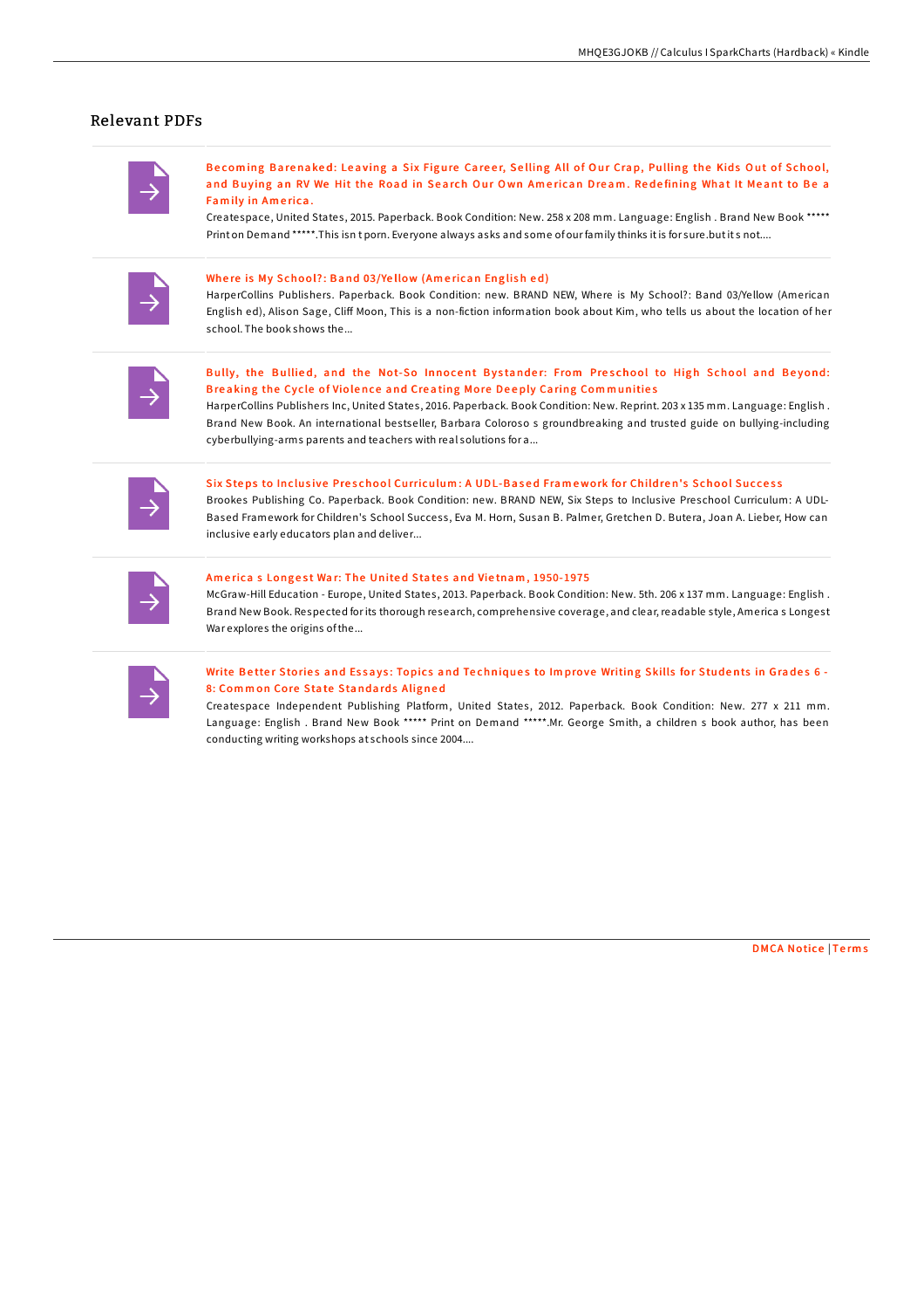## Relevant PDFs

**Becoming Barenaked: Leaving a Six Figure Career, Selling All of Our Crap, Pulling the Kids Out of School, and Buying an RV We Hit the Road in Search Our Own American Dream. Redefining What It Meant to Be a Family in America.**

Createspace, United States, 2015. Paperback. Book Condition: New. 258 x 208 mm. Language: English . Brand New Book ***** Print on Demand *****.This isn t porn. Everyone always asks and some of our family thinks it is for sure.but it s not....

**Where is My School?: Band 03/Yellow (American English ed)**

HarperCollins Publishers. Paperback. Book Condition: new. BRAND NEW, Where is My School?: Band 03/Yellow (American English ed), Alison Sage, Cliff Moon, This is a non-fiction information book about Kim, who tells us about the location of her school. The book shows the...

**Bully, the Bullied, and the Not-So Innocent Bystander: From Preschool to High School and Beyond: Breaking the Cycle of Violence and Creating More Deeply Caring Communities**

HarperCollins Publishers Inc, United States, 2016. Paperback. Book Condition: New. Reprint. 203 x 135 mm. Language: English . Brand New Book. An international bestseller, Barbara Coloroso s groundbreaking and trusted guide on bullying-including cyberbullying-arms parents and teachers with real solutions for a...

**Six Steps to Inclusive Preschool Curriculum: A UDL-Based Framework for Children's School Success**

Brookes Publishing Co. Paperback. Book Condition: new. BRAND NEW, Six Steps to Inclusive Preschool Curriculum: A UDL-Based Framework for Children's School Success, Eva M. Horn, Susan B. Palmer, Gretchen D. Butera, Joan A. Lieber, How can inclusive early educators plan and deliver...

**America s Longest War: The United States and Vietnam, 1950-1975**

McGraw-Hill Education - Europe, United States, 2013. Paperback. Book Condition: New. 5th. 206 x 137 mm. Language: English . Brand New Book. Respected for its thorough research, comprehensive coverage, and clear, readable style, America s Longest War explores the origins of the...

**Write Better Stories and Essays: Topics and Techniques to Improve Writing Skills for Students in Grades 6 - 8: Common Core State Standards Aligned**

Createspace Independent Publishing Platform, United States, 2012. Paperback. Book Condition: New. 277 x 211 mm. Language: English . Brand New Book ***** Print on Demand *****.Mr. George Smith, a children s book author, has been conducting writing workshops at schools since 2004....

DMCA Notice | Terms